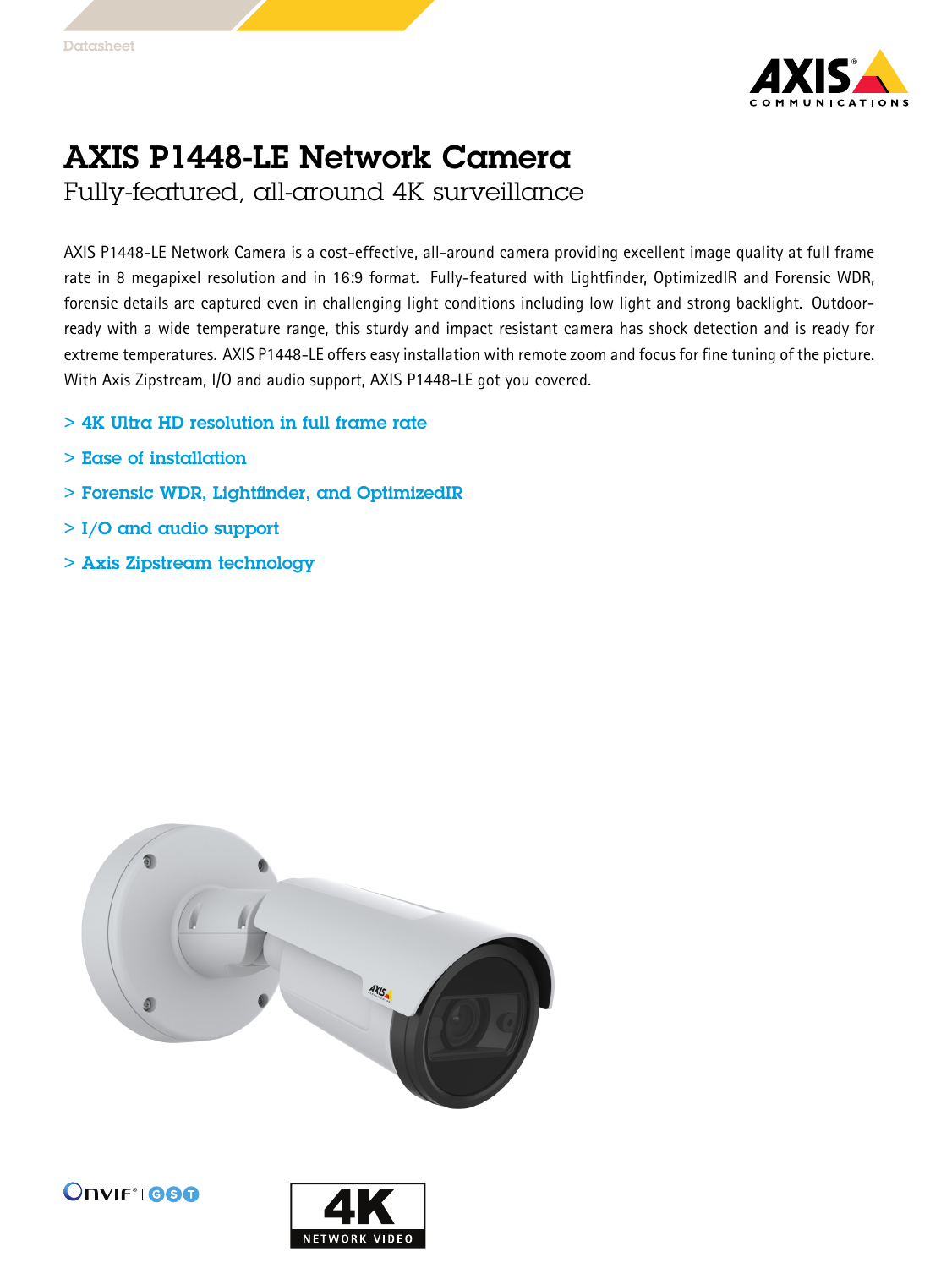Datasheet

# AXIS P1448-LE Network Camera

## Fully-featured, all-around 4K surveillance

AXIS P1448-LE Network Camera is a cost-effective, all-around camera providing excellent image quality at full frame rate in 8 megapixel resolution and in 16:9 format. Fully-featured with Lightfinder, OptimizedIR and Forensic WDR, forensic details are captured even in challenging light conditions including low light and strong backlight. Outdoor-ready with a wide temperature range, this sturdy and impact resistant camera has shock detection and is ready for extreme temperatures. AXIS P1448-LE offers easy installation with remote zoom and focus for fine tuning of the picture. With Axis Zipstream, I/O and audio support, AXIS P1448-LE got you covered.

- > 4K Ultra HD resolution in full frame rate
- > Ease of installation
- > Forensic WDR, Lightfinder, and OptimizedIR
- > I/O and audio support
- > Axis Zipstream technology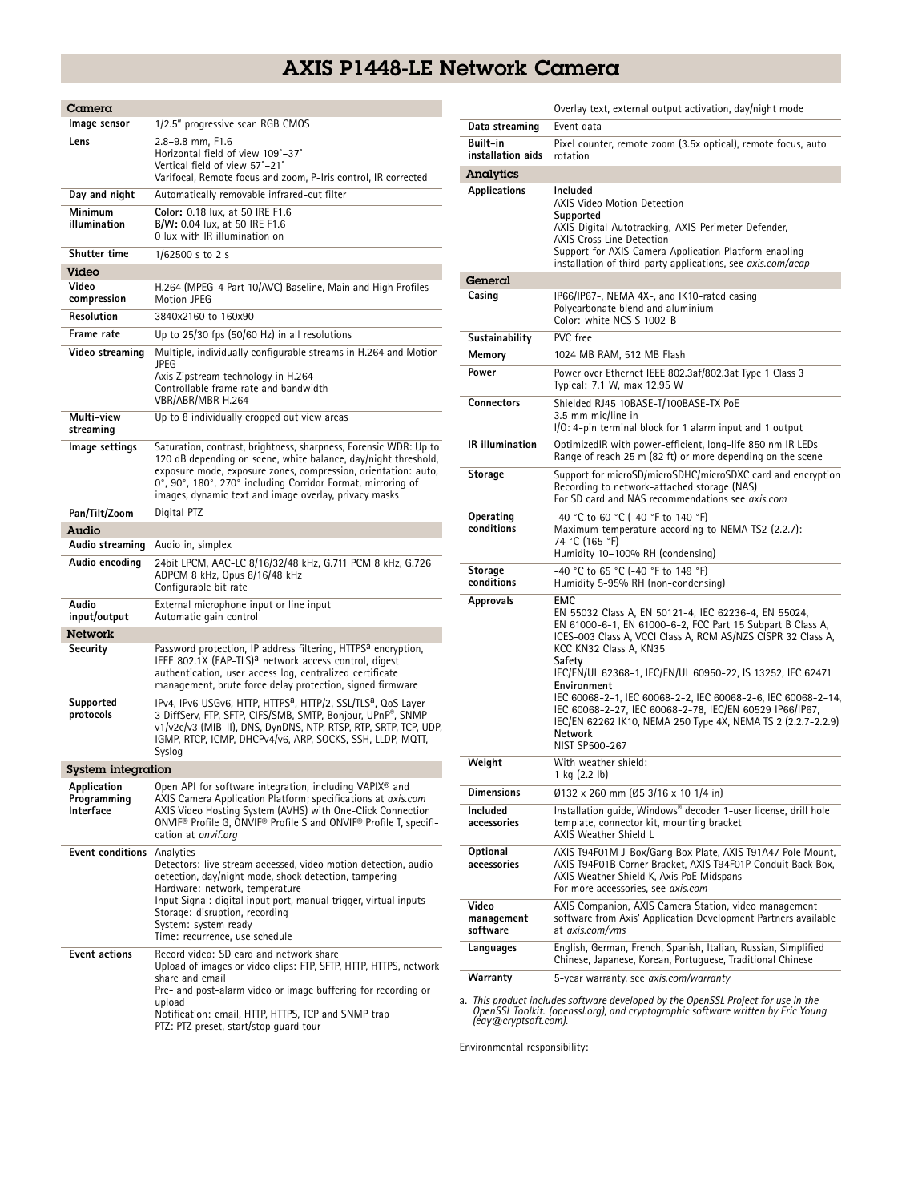# AXIS P1448-LE Network Camera

| **Camera** | |
|---|---|
| **Image sensor** | 1/2.5" progressive scan RGB CMOS |
| **Lens** | 2.8–9.8 mm, F1.6<br>Horizontal field of view 109°–37°<br>Vertical field of view 57°–21°<br>Varifocal, Remote focus and zoom, P-Iris control, IR corrected |
| **Day and night** | Automatically removable infrared-cut filter |
| **Minimum illumination** | **Color:** 0.18 lux, at 50 IRE F1.6<br>**B/W:** 0.04 lux, at 50 IRE F1.6<br>0 lux with IR illumination on |
| **Shutter time** | 1/62500 s to 2 s |
| **Video** | |
| **Video compression** | H.264 (MPEG-4 Part 10/AVC) Baseline, Main and High Profiles<br>Motion JPEG |
| **Resolution** | 3840x2160 to 160x90 |
| **Frame rate** | Up to 25/30 fps (50/60 Hz) in all resolutions |
| **Video streaming** | Multiple, individually configurable streams in H.264 and Motion JPEG<br>Axis Zipstream technology in H.264<br>Controllable frame rate and bandwidth<br>VBR/ABR/MBR H.264 |
| **Multi-view streaming** | Up to 8 individually cropped out view areas |
| **Image settings** | Saturation, contrast, brightness, sharpness, Forensic WDR: Up to 120 dB depending on scene, white balance, day/night threshold, exposure mode, exposure zones, compression, orientation: auto, 0°, 90°, 180°, 270° including Corridor Format, mirroring of images, dynamic text and image overlay, privacy masks |
| **Pan/Tilt/Zoom** | Digital PTZ |
| **Audio** | |
| **Audio streaming** | Audio in, simplex |
| **Audio encoding** | 24bit LPCM, AAC-LC 8/16/32/48 kHz, G.711 PCM 8 kHz, G.726 ADPCM 8 kHz, Opus 8/16/48 kHz<br>Configurable bit rate |
| **Audio input/output** | External microphone input or line input<br>Automatic gain control |
| **Network** | |
| **Security** | Password protection, IP address filtering, HTTPS[a] encryption, IEEE 802.1X (EAP-TLS)[a] network access control, digest authentication, user access log, centralized certificate management, brute force delay protection, signed firmware |
| **Supported protocols** | IPv4, IPv6 USGv6, HTTP, HTTPS[a], HTTP/2, SSL/TLS[a], QoS Layer 3 DiffServ, FTP, SFTP, CIFS/SMB, SMTP, Bonjour, UPnP®, SNMP v1/v2c/v3 (MIB-II), DNS, DynDNS, NTP, RTSP, RTP, SRTP, TCP, UDP, IGMP, RTCP, ICMP, DHCPv4/v6, ARP, SOCKS, SSH, LLDP, MQTT, Syslog |
| **System integration** | |
| **Application Programming Interface** | Open API for software integration, including VAPIX® and AXIS Camera Application Platform; specifications at *axis.com*<br>AXIS Video Hosting System (AVHS) with One-Click Connection<br>ONVIF® Profile G, ONVIF® Profile S and ONVIF® Profile T, specification at *onvif.org* |
| **Event conditions** | Analytics<br>Detectors: live stream accessed, video motion detection, audio detection, day/night mode, shock detection, tampering<br>Hardware: network, temperature<br>Input Signal: digital input port, manual trigger, virtual inputs<br>Storage: disruption, recording<br>System: system ready<br>Time: recurrence, use schedule |
| **Event actions** | Record video: SD card and network share<br>Upload of images or video clips: FTP, SFTP, HTTP, HTTPS, network share and email<br>Pre- and post-alarm video or image buffering for recording or upload<br>Notification: email, HTTP, HTTPS, TCP and SNMP trap<br>PTZ: PTZ preset, start/stop guard tour<br>Overlay text, external output activation, day/night mode |
| **Data streaming** | Event data |
| **Built-in installation aids** | Pixel counter, remote zoom (3.5x optical), remote focus, auto rotation |
| **Analytics** | |
| **Applications** | **Included**<br>AXIS Video Motion Detection<br>**Supported**<br>AXIS Digital Autotracking, AXIS Perimeter Defender, AXIS Cross Line Detection<br>Support for AXIS Camera Application Platform enabling installation of third-party applications, see *axis.com/acap* |
| **General** | |
| **Casing** | IP66/IP67-, NEMA 4X-, and IK10-rated casing<br>Polycarbonate blend and aluminium<br>Color: white NCS S 1002-B |
| **Sustainability** | PVC free |
| **Memory** | 1024 MB RAM, 512 MB Flash |
| **Power** | Power over Ethernet IEEE 802.3af/802.3at Type 1 Class 3<br>Typical: 7.1 W, max 12.95 W |
| **Connectors** | Shielded RJ45 10BASE-T/100BASE-TX PoE<br>3.5 mm mic/line in<br>I/O: 4-pin terminal block for 1 alarm input and 1 output |
| **IR illumination** | OptimizedIR with power-efficient, long-life 850 nm IR LEDs<br>Range of reach 25 m (82 ft) or more depending on the scene |
| **Storage** | Support for microSD/microSDHC/microSDXC card and encryption<br>Recording to network-attached storage (NAS)<br>For SD card and NAS recommendations see *axis.com* |
| **Operating conditions** | -40 °C to 60 °C (-40 °F to 140 °F)<br>Maximum temperature according to NEMA TS2 (2.2.7): 74 °C (165 °F)<br>Humidity 10–100% RH (condensing) |
| **Storage conditions** | -40 °C to 65 °C (-40 °F to 149 °F)<br>Humidity 5-95% RH (non-condensing) |
| **Approvals** | **EMC**<br>EN 55032 Class A, EN 50121-4, IEC 62236-4, EN 55024, EN 61000-6-1, EN 61000-6-2, FCC Part 15 Subpart B Class A, ICES-003 Class A, VCCI Class A, RCM AS/NZS CISPR 32 Class A, KCC KN32 Class A, KN35<br>**Safety**<br>IEC/EN/UL 62368-1, IEC/EN/UL 60950-22, IS 13252, IEC 62471<br>**Environment**<br>IEC 60068-2-1, IEC 60068-2-2, IEC 60068-2-6, IEC 60068-2-14, IEC 60068-2-27, IEC 60068-2-78, IEC/EN 60529 IP66/IP67, IEC/EN 62262 IK10, NEMA 250 Type 4X, NEMA TS 2 (2.2.7-2.2.9)<br>**Network**<br>NIST SP500-267 |
| **Weight** | With weather shield:<br>1 kg (2.2 lb) |
| **Dimensions** | Ø132 x 260 mm (Ø5 3/16 x 10 1/4 in) |
| **Included accessories** | Installation guide, Windows® decoder 1-user license, drill hole template, connector kit, mounting bracket<br>AXIS Weather Shield L |
| **Optional accessories** | AXIS T94F01M J-Box/Gang Box Plate, AXIS T91A47 Pole Mount, AXIS T94P01B Corner Bracket, AXIS T94F01P Conduit Back Box, AXIS Weather Shield K, Axis PoE Midspans<br>For more accessories, see *axis.com* |
| **Video management software** | AXIS Companion, AXIS Camera Station, video management software from Axis' Application Development Partners available at *axis.com/vms* |
| **Languages** | English, German, French, Spanish, Italian, Russian, Simplified Chinese, Japanese, Korean, Portuguese, Traditional Chinese |
| **Warranty** | 5-year warranty, see *axis.com/warranty* |

a. *This product includes software developed by the OpenSSL Project for use in the OpenSSL Toolkit. (openssl.org), and cryptographic software written by Eric Young (eay@cryptsoft.com).*

Environmental responsibility: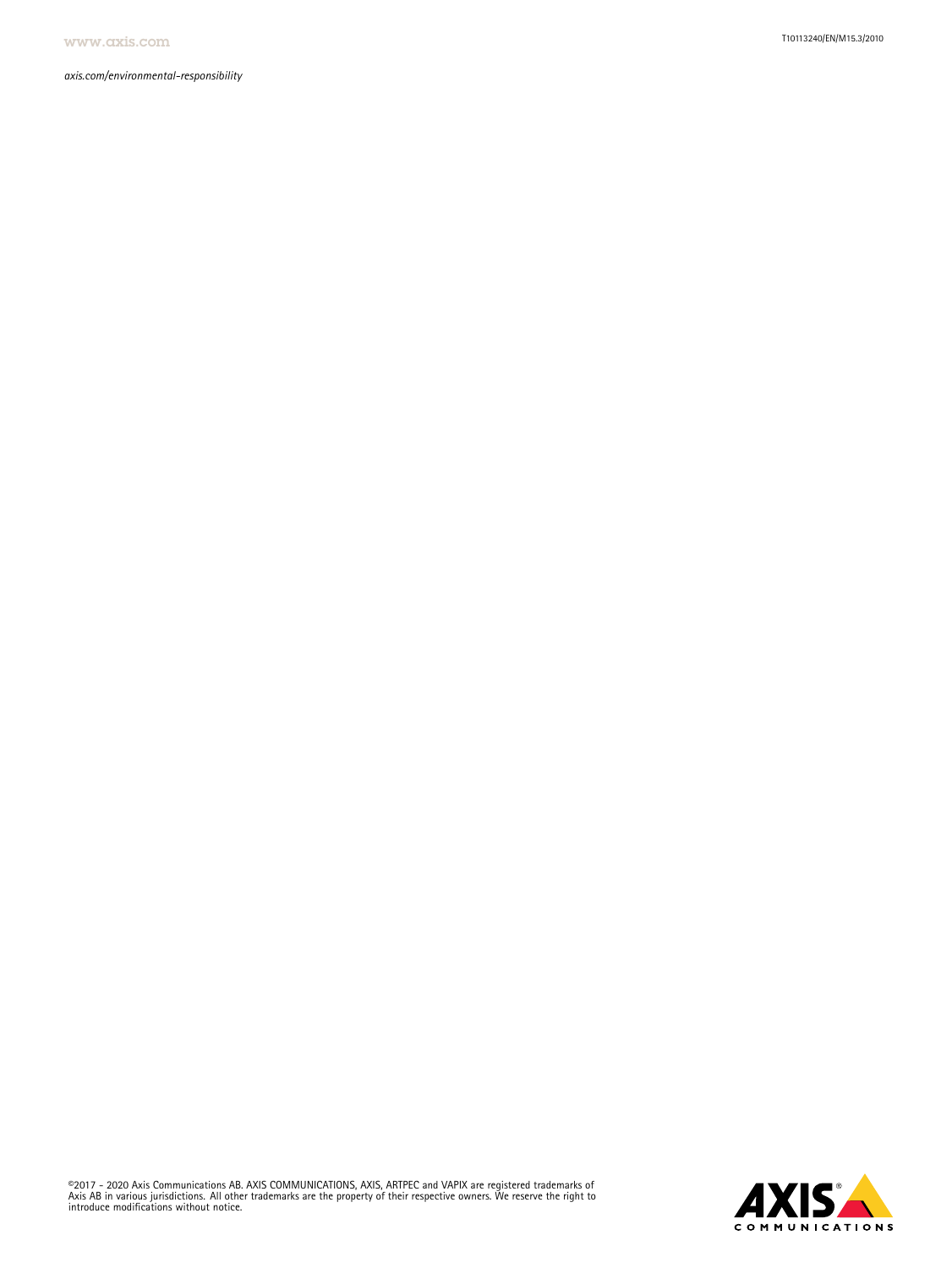axis.com/environmental-responsibility

T10113240/EN/M15.3/2010

©2017 - 2020 Axis Communications AB. AXIS COMMUNICATIONS, AXIS, ARTPEC and VAPIX are registered trademarks of Axis AB in various jurisdictions. All other trademarks are the property of their respective owners. We reserve the right to introduce modifications without notice.